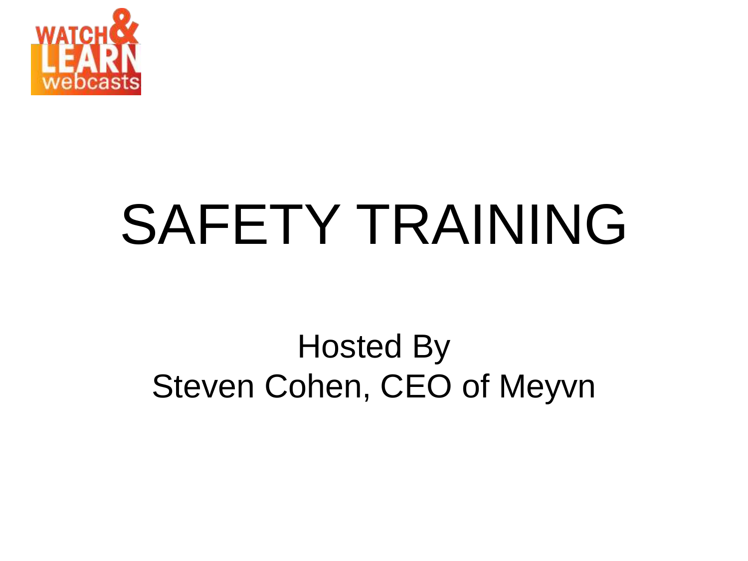WATCH & LEARN webcasts

# SAFETY TRAINING

Hosted By
Steven Cohen, CEO of Meyvn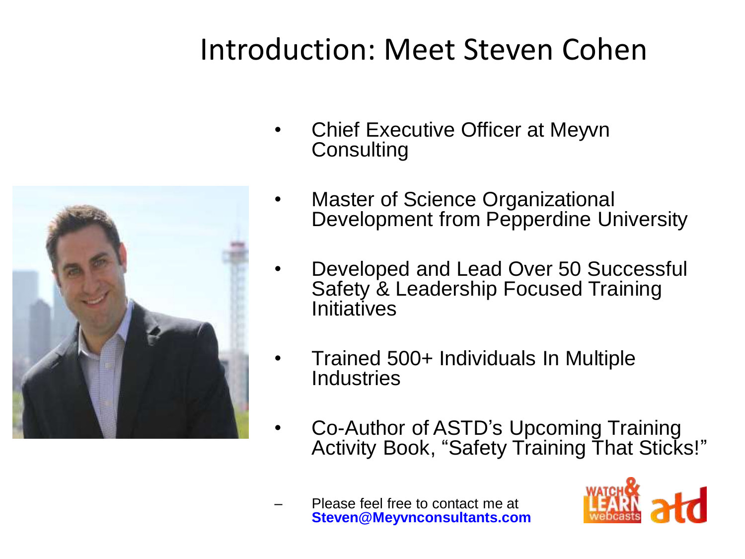# Introduction: Meet Steven Cohen

- Chief Executive Officer at Meyvn Consulting
- Master of Science Organizational Development from Pepperdine University
- Developed and Lead Over 50 Successful Safety & Leadership Focused Training Initiatives
- Trained 500+ Individuals In Multiple Industries
- Co-Author of ASTD's Upcoming Training Activity Book, "Safety Training That Sticks!"
  - Please feel free to contact me at **Steven@Meyvnconsultants.com**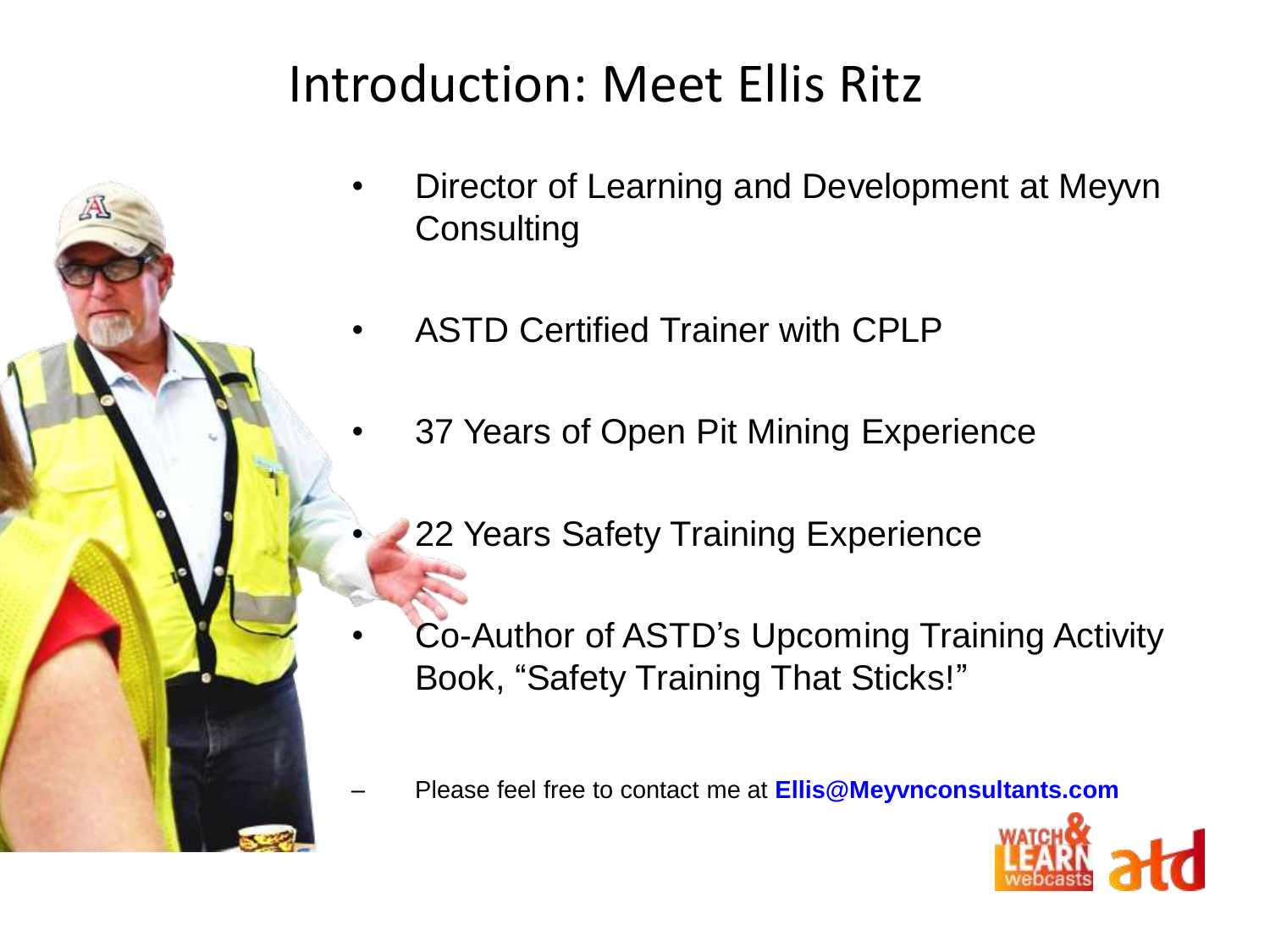# Introduction: Meet Ellis Ritz

- Director of Learning and Development at Meyvn Consulting
- ASTD Certified Trainer with CPLP
- 37 Years of Open Pit Mining Experience
- 22 Years Safety Training Experience
- Co-Author of ASTD's Upcoming Training Activity Book, "Safety Training That Sticks!"
  - Please feel free to contact me at **Ellis@Meyvnconsultants.com**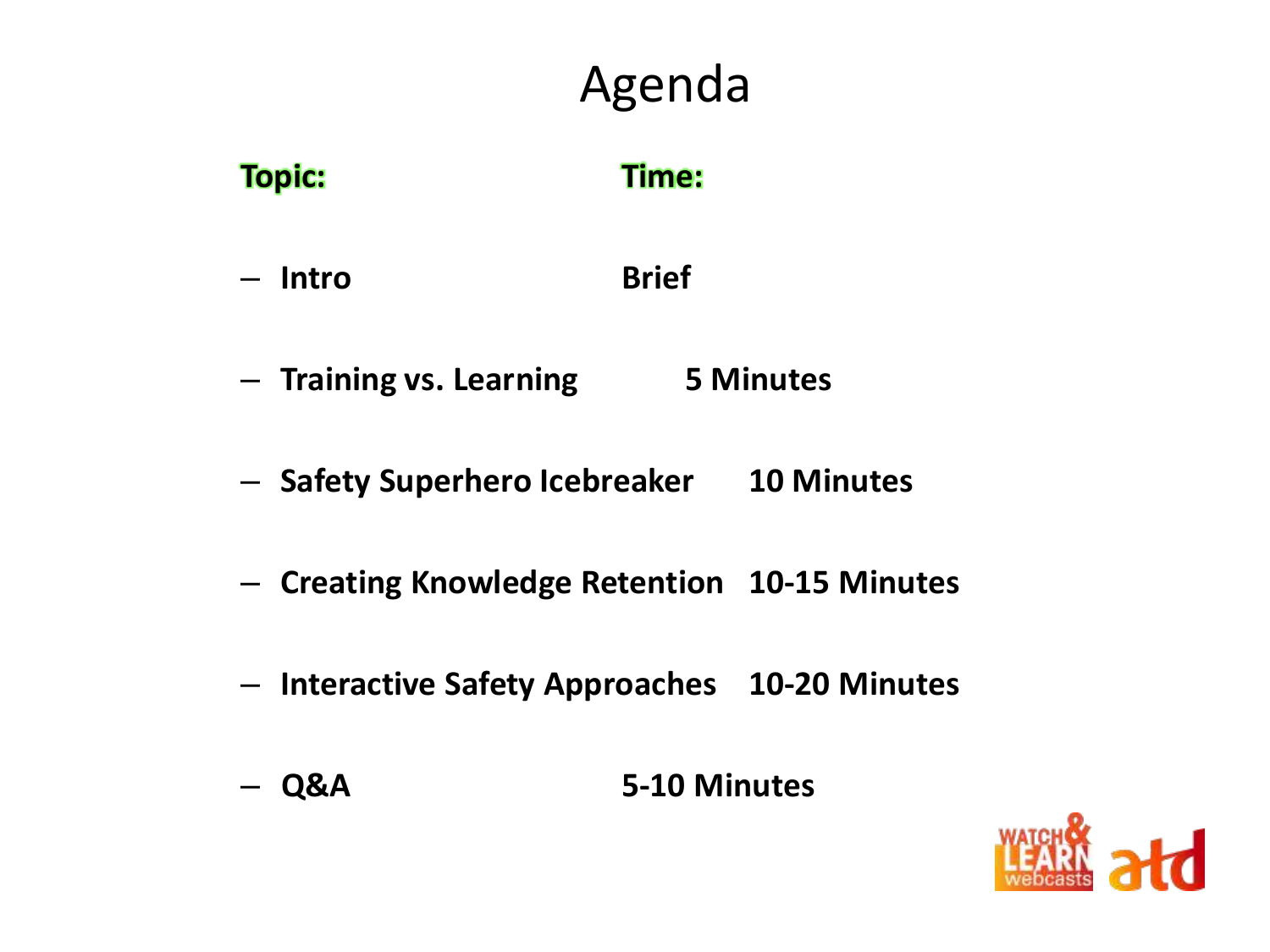# Agenda

| Topic: | Time: |
| --- | --- |
| – Intro | Brief |
| – Training vs. Learning | 5 Minutes |
| – Safety Superhero Icebreaker | 10 Minutes |
| – Creating Knowledge Retention | 10-15 Minutes |
| – Interactive Safety Approaches | 10-20 Minutes |
| – Q&A | 5-10 Minutes |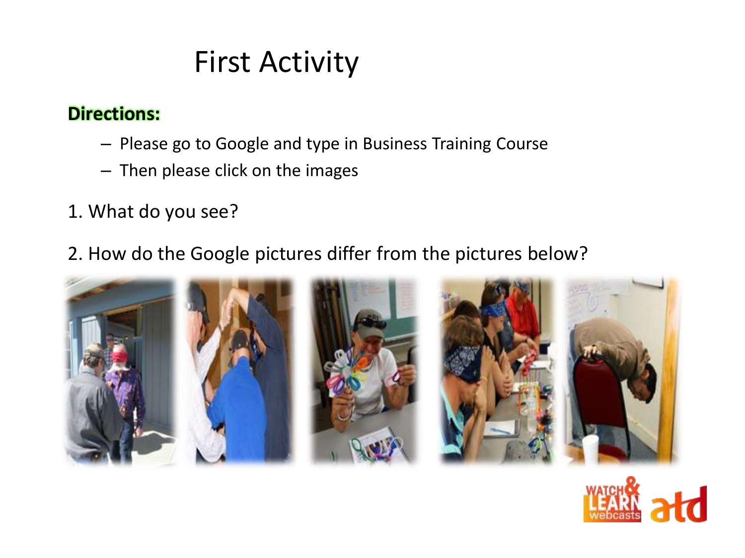# First Activity

**Directions:**

- Please go to Google and type in Business Training Course
- Then please click on the images

1. What do you see?

2. How do the Google pictures differ from the pictures below?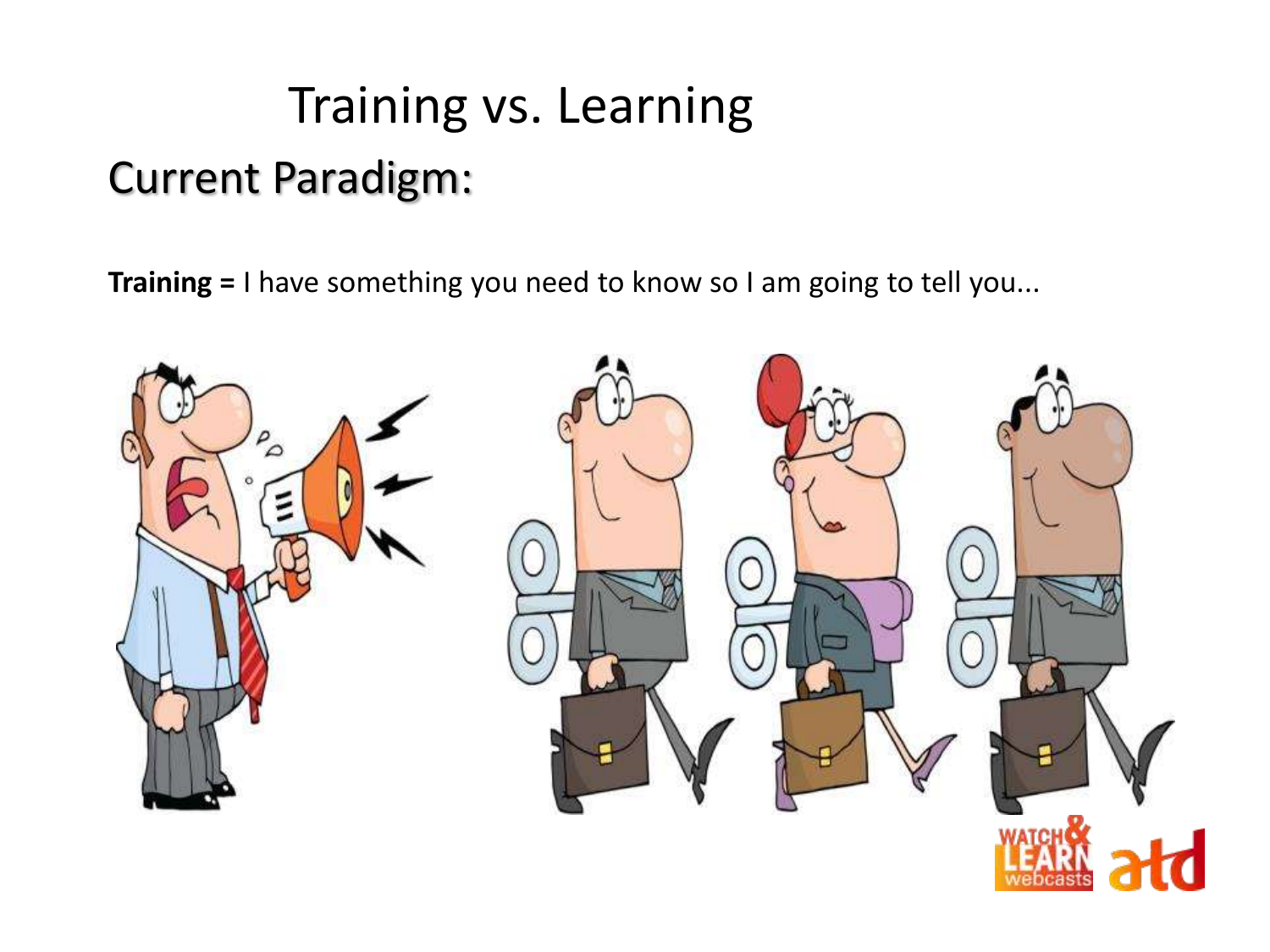# Training vs. Learning

## Current Paradigm:

**Training =** I have something you need to know so I am going to tell you...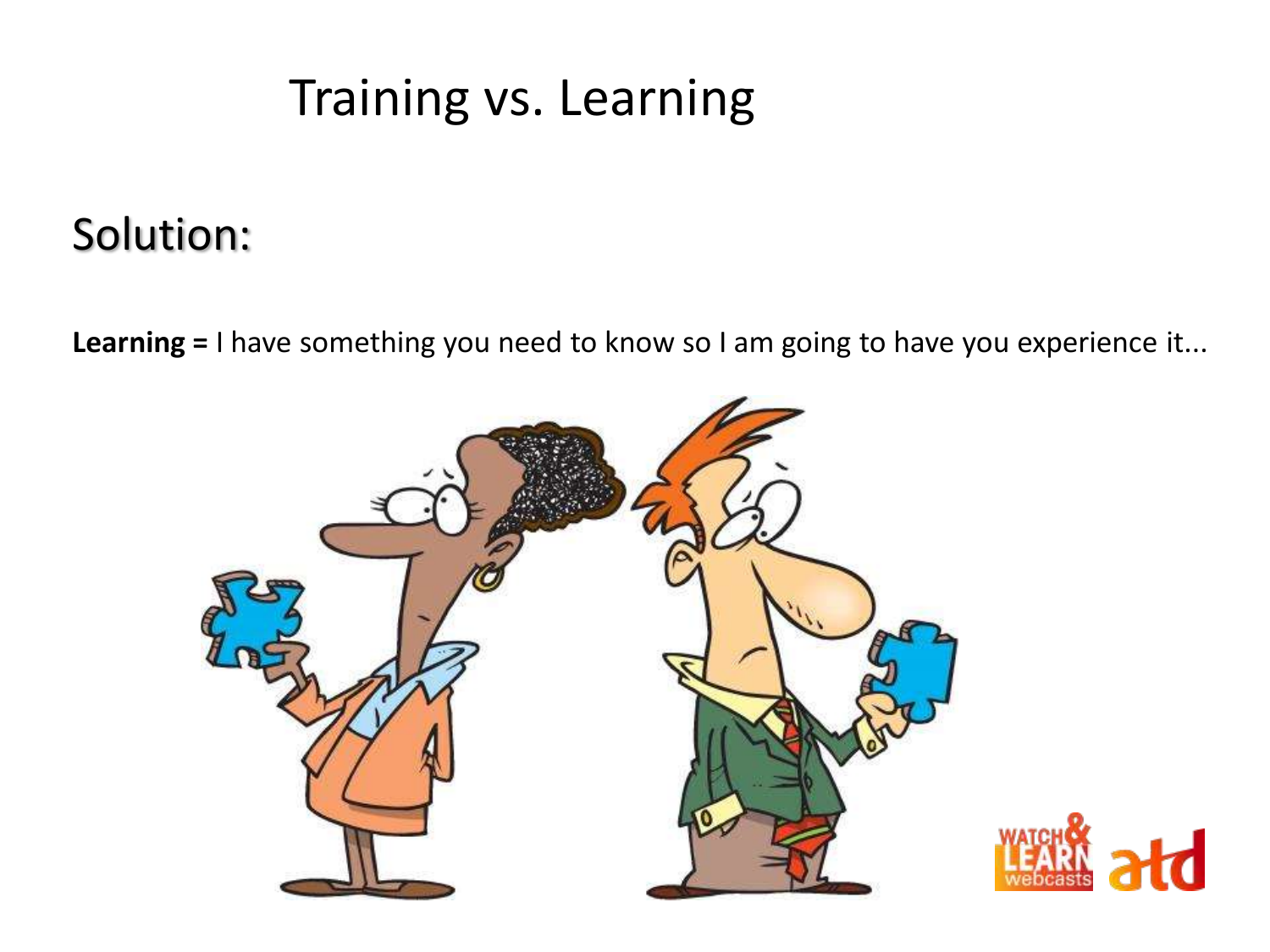# Training vs. Learning

## Solution:

**Learning =** I have something you need to know so I am going to have you experience it...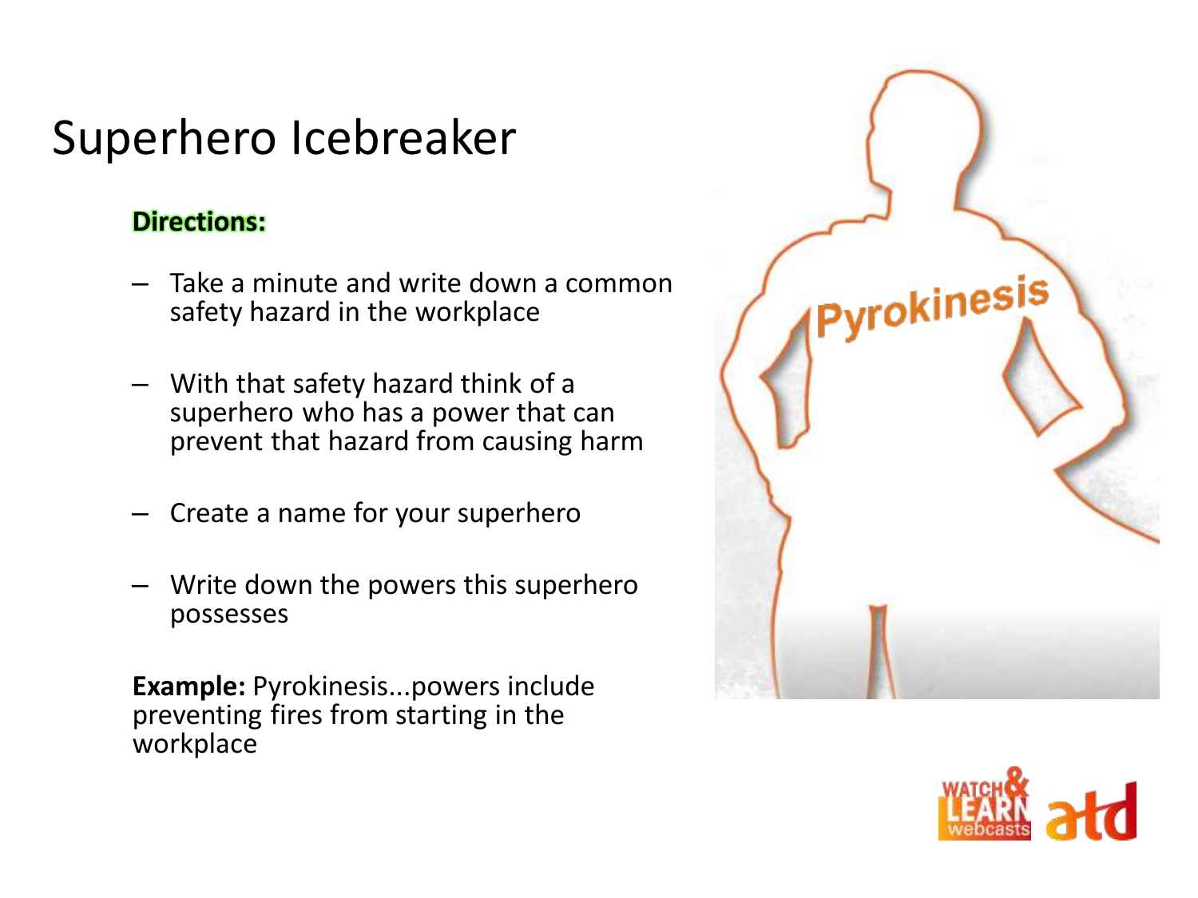# Superhero Icebreaker

**Directions:**

- Take a minute and write down a common safety hazard in the workplace
- With that safety hazard think of a superhero who has a power that can prevent that hazard from causing harm
- Create a name for your superhero
- Write down the powers this superhero possesses

**Example:** Pyrokinesis...powers include preventing fires from starting in the workplace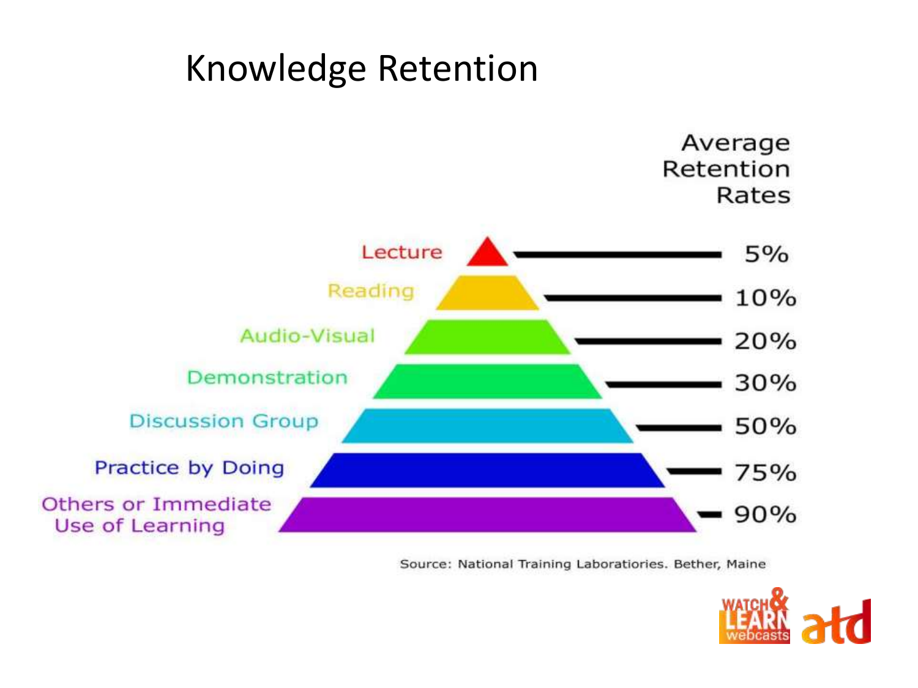# Knowledge Retention

Average Retention Rates

| Method | Average Retention Rate |
| --- | --- |
| Lecture | 5% |
| Reading | 10% |
| Audio-Visual | 20% |
| Demonstration | 30% |
| Discussion Group | 50% |
| Practice by Doing | 75% |
| Others or Immediate Use of Learning | 90% |

Source: National Training Laboratiories. Bether, Maine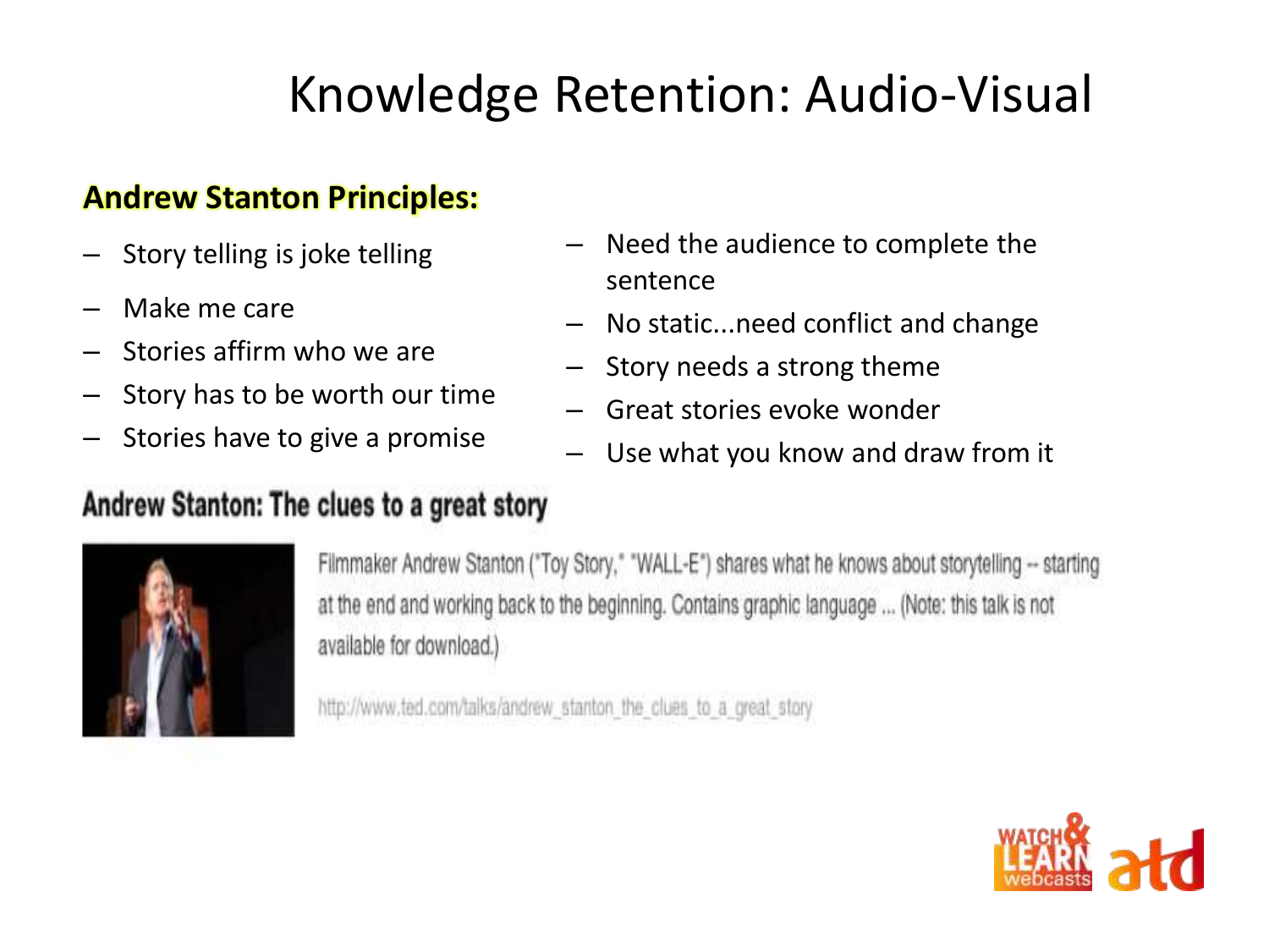# Knowledge Retention: Audio-Visual

**Andrew Stanton Principles:**

- Story telling is joke telling
- Make me care
- Stories affirm who we are
- Story has to be worth our time
- Stories have to give a promise
- Need the audience to complete the sentence
- No static...need conflict and change
- Story needs a strong theme
- Great stories evoke wonder
- Use what you know and draw from it

## Andrew Stanton: The clues to a great story

Filmmaker Andrew Stanton ("Toy Story," "WALL-E") shares what he knows about storytelling -- starting at the end and working back to the beginning. Contains graphic language ... (Note: this talk is not available for download.)

http://www.ted.com/talks/andrew_stanton_the_clues_to_a_great_story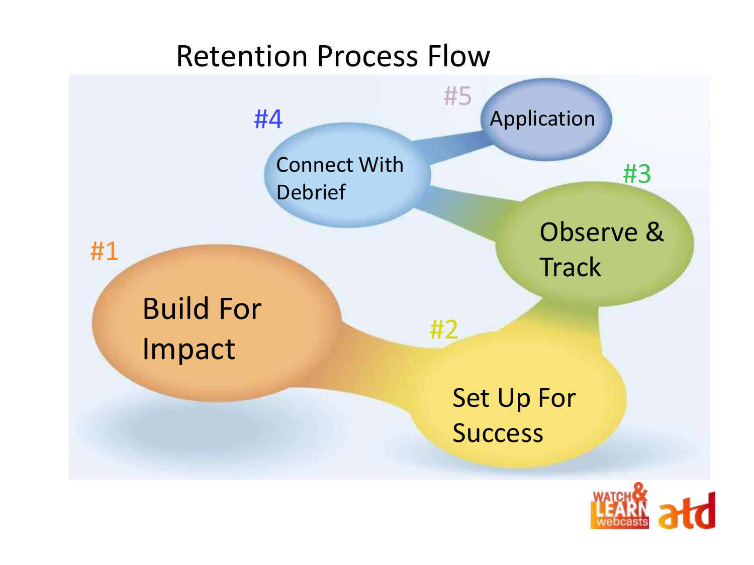# Retention Process Flow

#1 Build For Impact

#2 Set Up For Success

#3 Observe & Track

#4 Connect With Debrief

#5 Application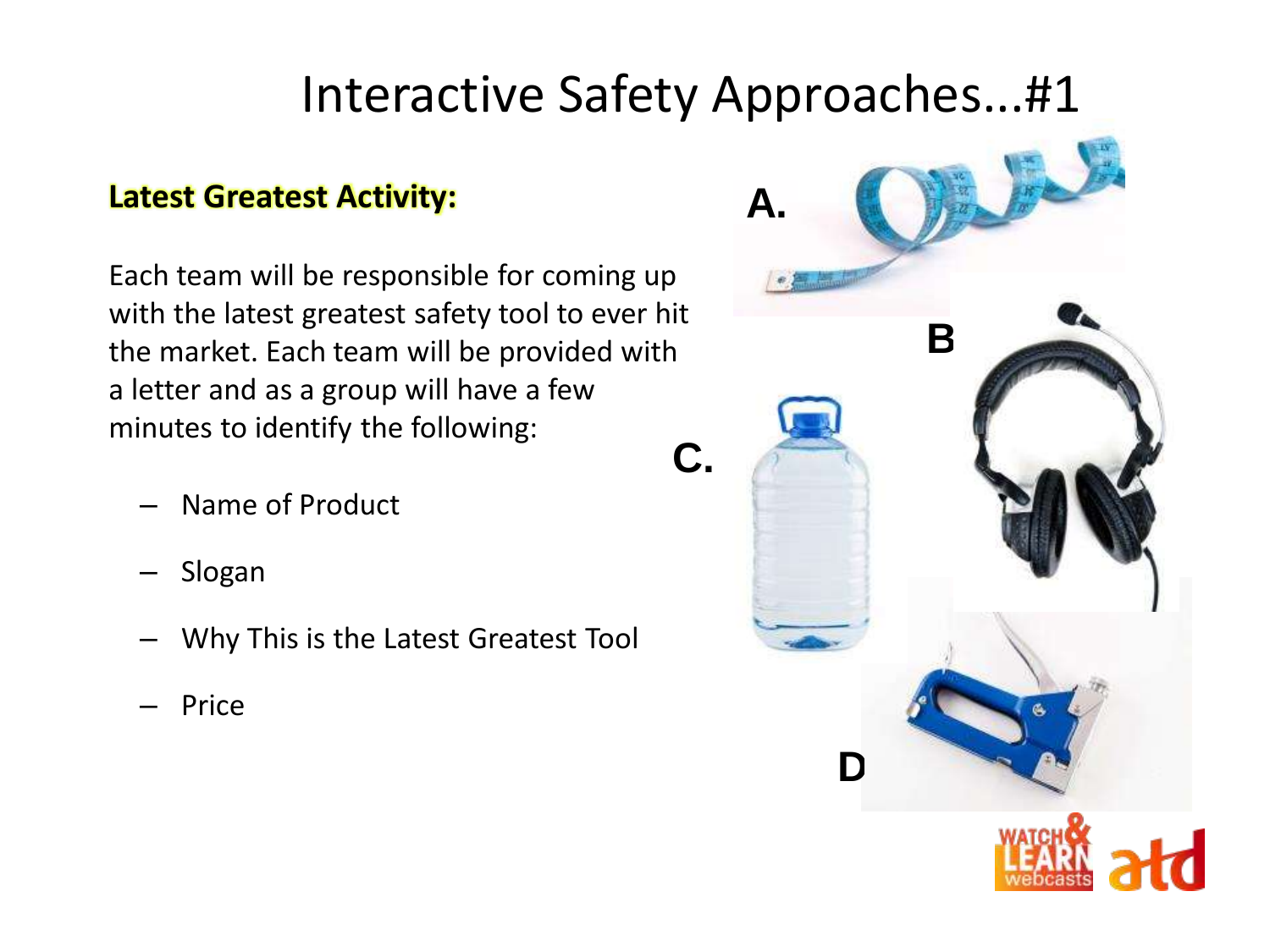# Interactive Safety Approaches…#1

**Latest Greatest Activity:**

Each team will be responsible for coming up with the latest greatest safety tool to ever hit the market. Each team will be provided with a letter and as a group will have a few minutes to identify the following:

- Name of Product
- Slogan
- Why This is the Latest Greatest Tool
- Price

A.

B

C.

D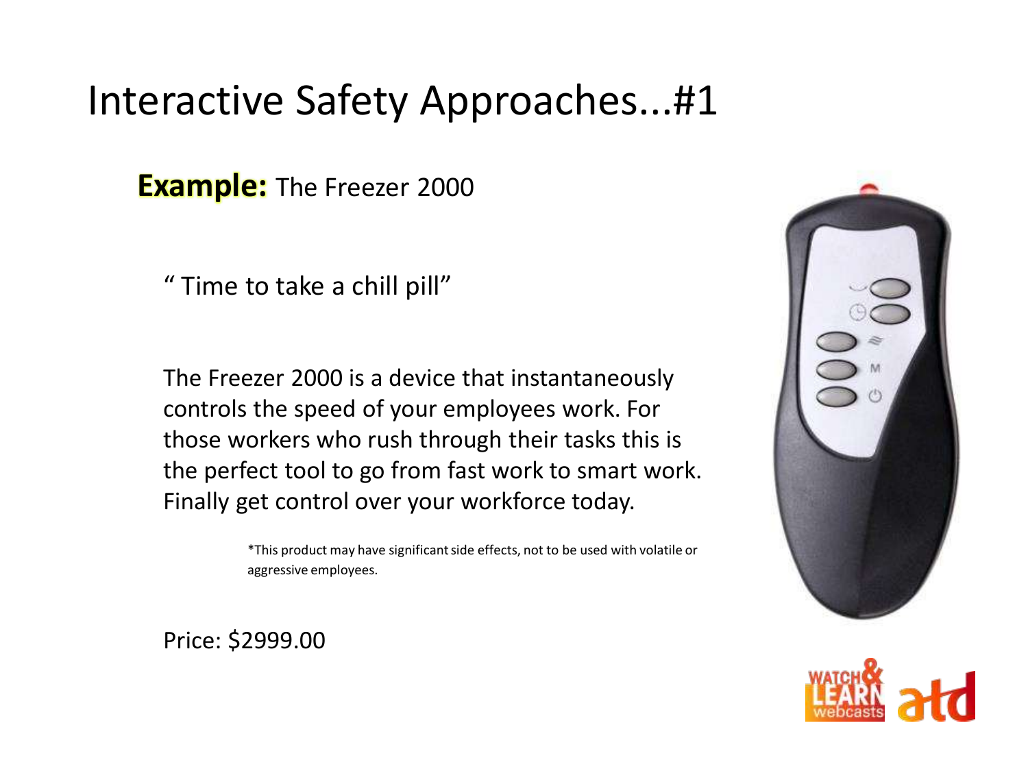# Interactive Safety Approaches...#1

**Example:** The Freezer 2000

" Time to take a chill pill"

The Freezer 2000 is a device that instantaneously controls the speed of your employees work. For those workers who rush through their tasks this is the perfect tool to go from fast work to smart work. Finally get control over your workforce today.

*This product may have significant side effects, not to be used with volatile or aggressive employees.

Price: $2999.00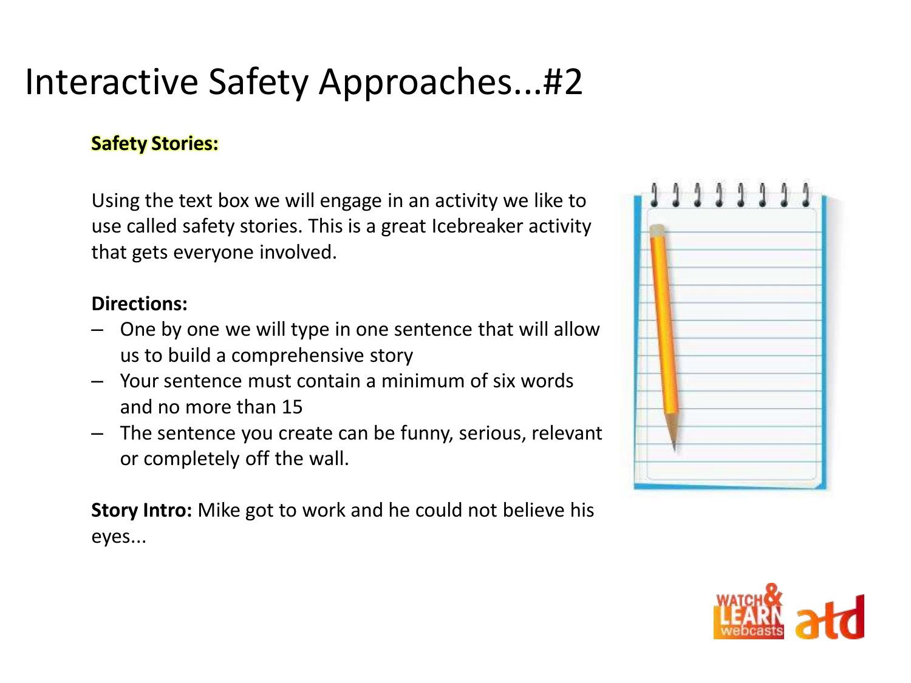# Interactive Safety Approaches...#2

**Safety Stories:**

Using the text box we will engage in an activity we like to use called safety stories. This is a great Icebreaker activity that gets everyone involved.

**Directions:**

- One by one we will type in one sentence that will allow us to build a comprehensive story
- Your sentence must contain a minimum of six words and no more than 15
- The sentence you create can be funny, serious, relevant or completely off the wall.

**Story Intro:** Mike got to work and he could not believe his eyes...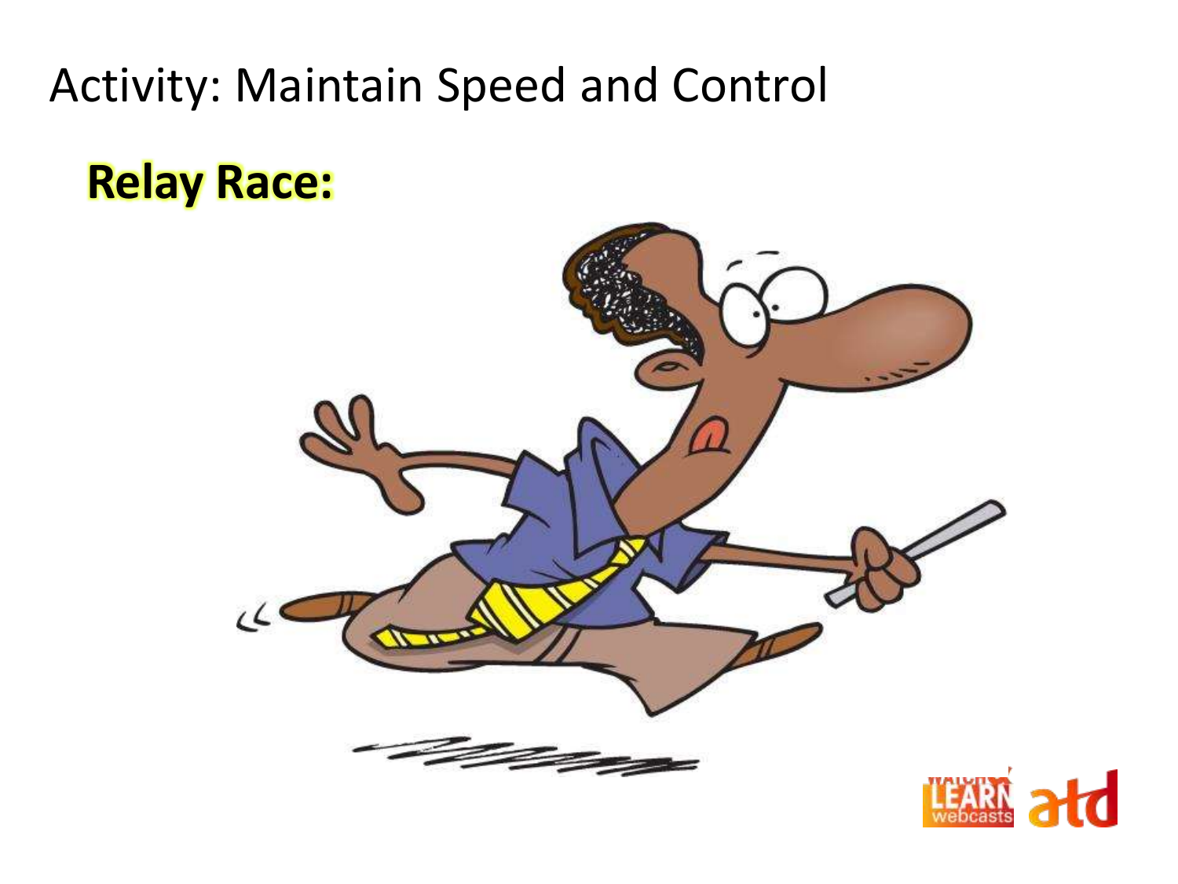# Activity: Maintain Speed and Control

**Relay Race:**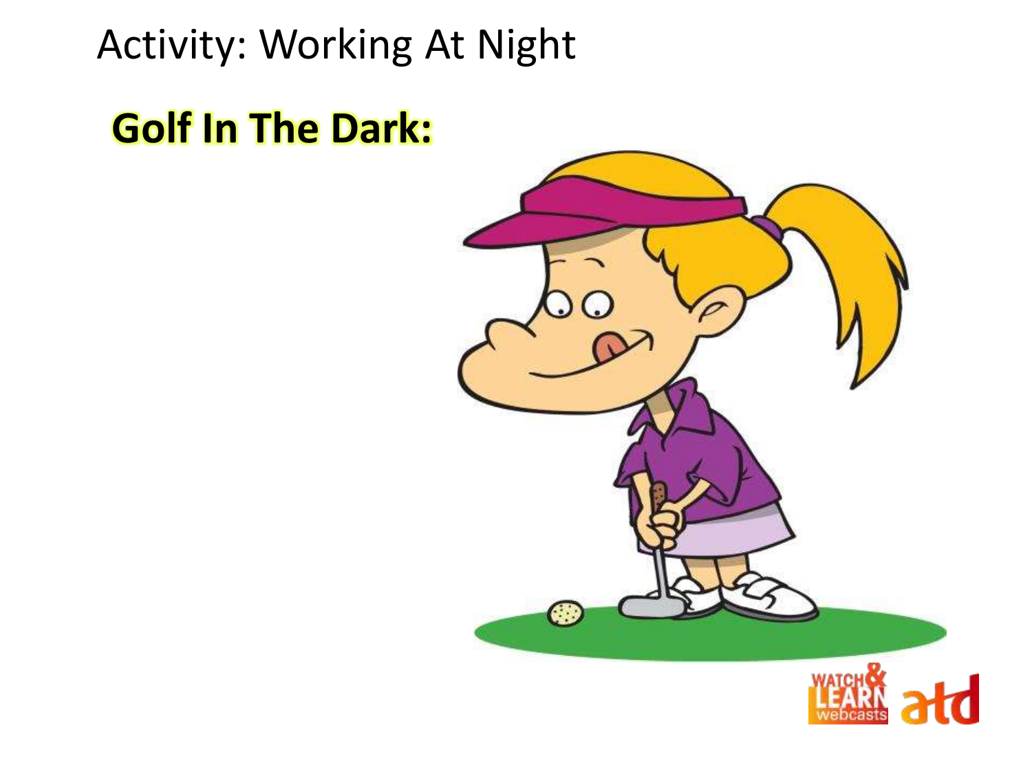# Activity: Working At Night

**Golf In The Dark:**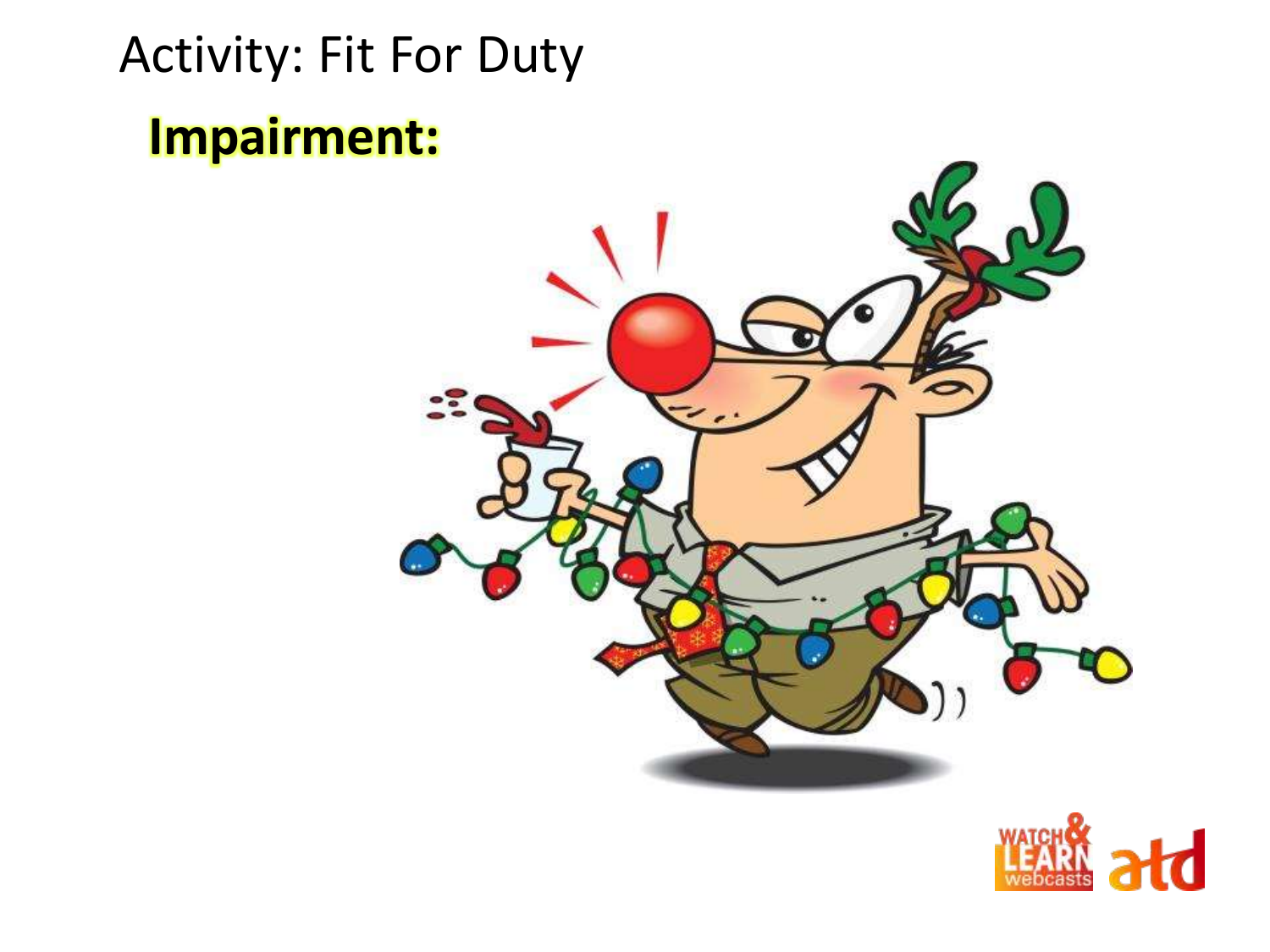# Activity: Fit For Duty

**Impairment:**